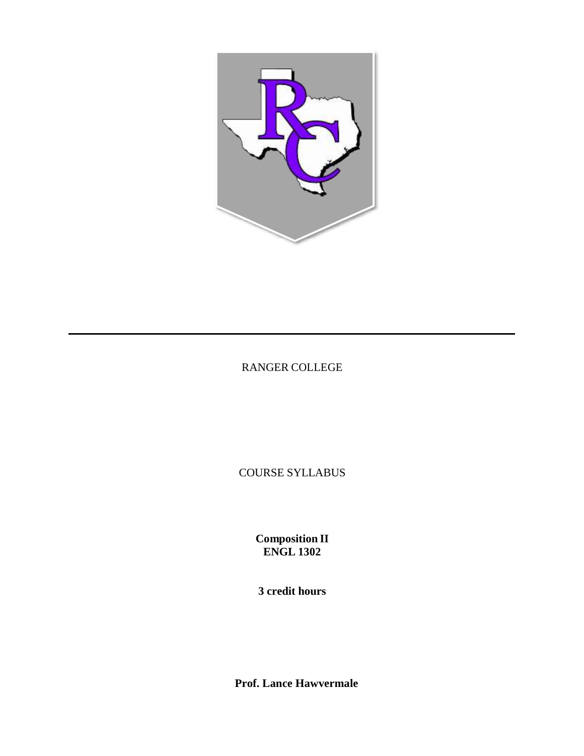RANGER COLLEGE

COURSE SYLLABUS

**Composition II**
**ENGL 1302**

**3 credit hours**

**Prof. Lance Hawvermale**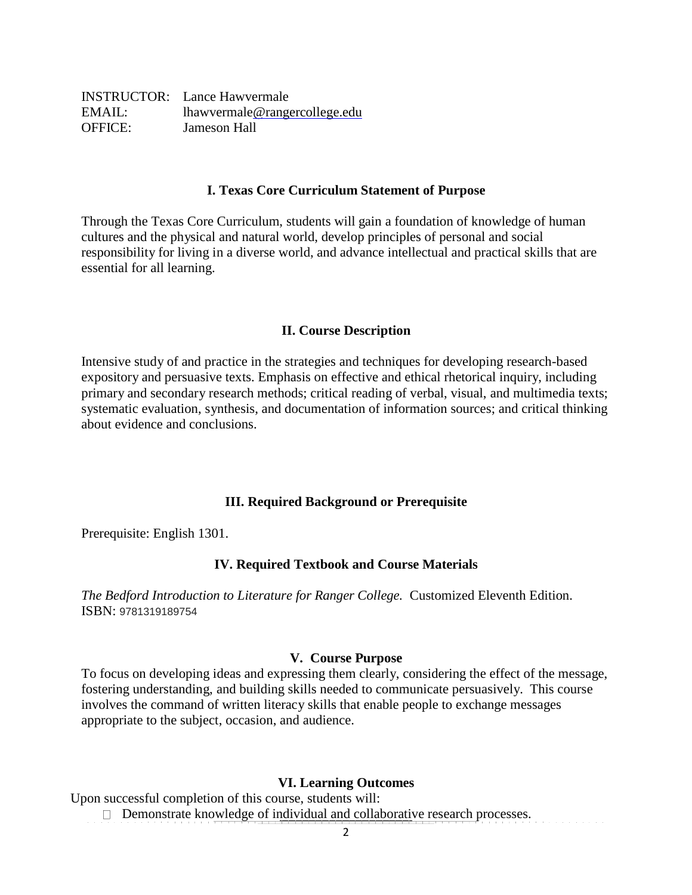INSTRUCTOR: Lance Hawvermale
EMAIL: lhawvermale@rangercollege.edu
OFFICE: Jameson Hall

## I. Texas Core Curriculum Statement of Purpose

Through the Texas Core Curriculum, students will gain a foundation of knowledge of human cultures and the physical and natural world, develop principles of personal and social responsibility for living in a diverse world, and advance intellectual and practical skills that are essential for all learning.

## II. Course Description

Intensive study of and practice in the strategies and techniques for developing research-based expository and persuasive texts. Emphasis on effective and ethical rhetorical inquiry, including primary and secondary research methods; critical reading of verbal, visual, and multimedia texts; systematic evaluation, synthesis, and documentation of information sources; and critical thinking about evidence and conclusions.

## III. Required Background or Prerequisite

Prerequisite: English 1301.

## IV. Required Textbook and Course Materials

*The Bedford Introduction to Literature for Ranger College.* Customized Eleventh Edition.
ISBN: 9781319189754

## V. Course Purpose

To focus on developing ideas and expressing them clearly, considering the effect of the message, fostering understanding, and building skills needed to communicate persuasively. This course involves the command of written literacy skills that enable people to exchange messages appropriate to the subject, occasion, and audience.

## VI. Learning Outcomes

Upon successful completion of this course, students will:

- Demonstrate knowledge of individual and collaborative research processes.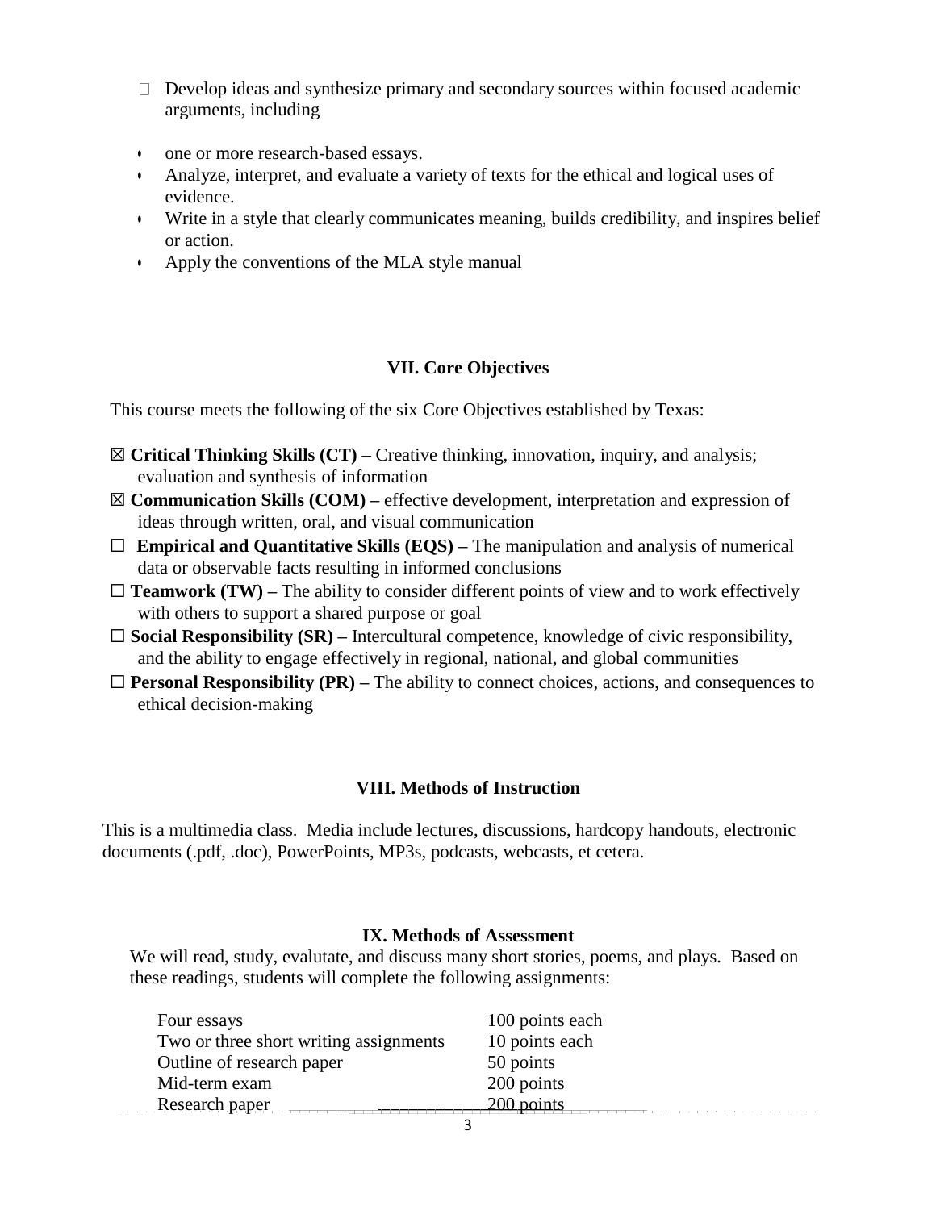- Develop ideas and synthesize primary and secondary sources within focused academic arguments, including
- one or more research-based essays.
- Analyze, interpret, and evaluate a variety of texts for the ethical and logical uses of evidence.
- Write in a style that clearly communicates meaning, builds credibility, and inspires belief or action.
- Apply the conventions of the MLA style manual

## VII. Core Objectives

This course meets the following of the six Core Objectives established by Texas:

☒ **Critical Thinking Skills (CT) –** Creative thinking, innovation, inquiry, and analysis; evaluation and synthesis of information

☒ **Communication Skills (COM) –** effective development, interpretation and expression of ideas through written, oral, and visual communication

☐ **Empirical and Quantitative Skills (EQS) –** The manipulation and analysis of numerical data or observable facts resulting in informed conclusions

☐ **Teamwork (TW) –** The ability to consider different points of view and to work effectively with others to support a shared purpose or goal

☐ **Social Responsibility (SR) –** Intercultural competence, knowledge of civic responsibility, and the ability to engage effectively in regional, national, and global communities

☐ **Personal Responsibility (PR) –** The ability to connect choices, actions, and consequences to ethical decision-making

## VIII. Methods of Instruction

This is a multimedia class. Media include lectures, discussions, hardcopy handouts, electronic documents (.pdf, .doc), PowerPoints, MP3s, podcasts, webcasts, et cetera.

## IX. Methods of Assessment

We will read, study, evalutate, and discuss many short stories, poems, and plays. Based on these readings, students will complete the following assignments:

| | |
|---|---|
| Four essays | 100 points each |
| Two or three short writing assignments | 10 points each |
| Outline of research paper | 50 points |
| Mid-term exam | 200 points |
| Research paper | 200 points |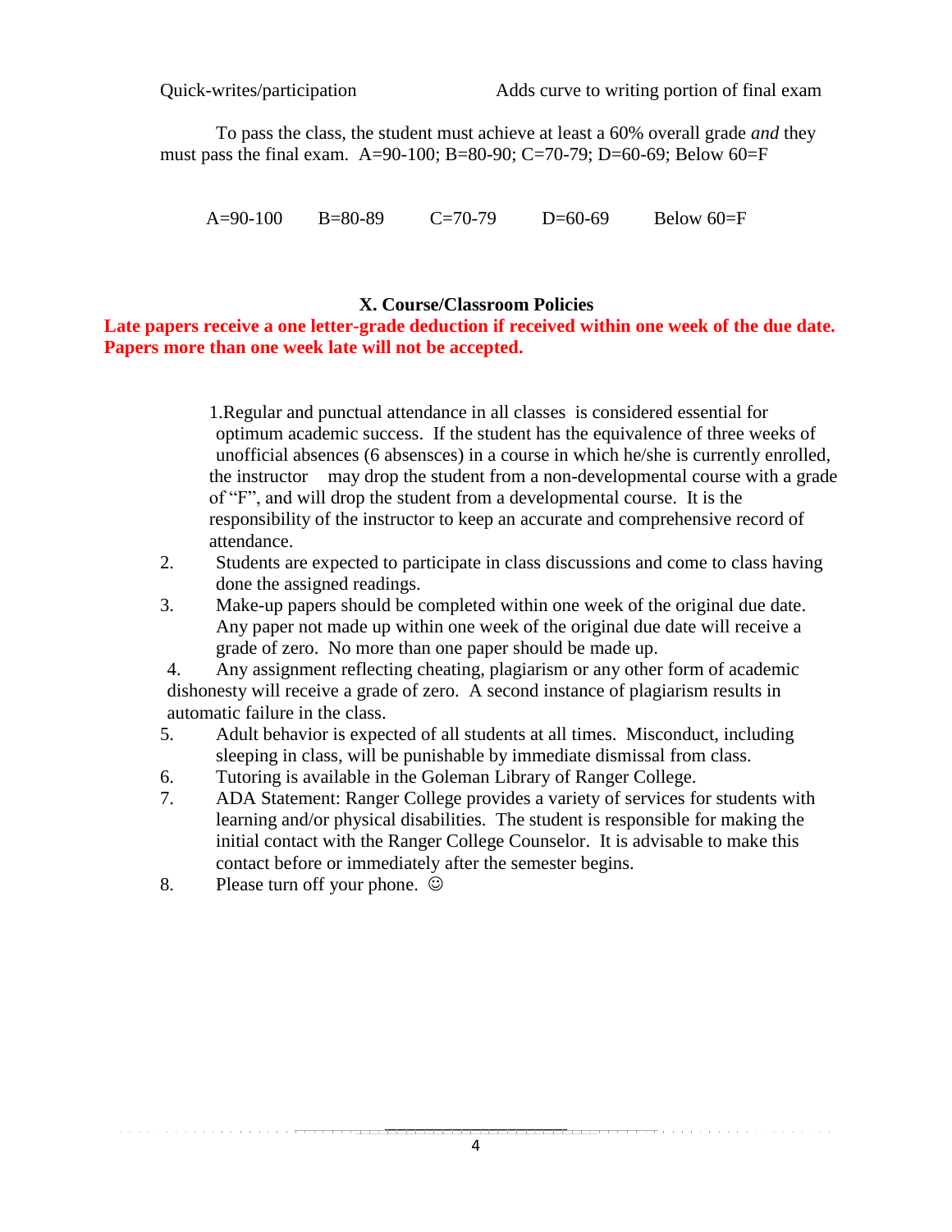| Quick-writes/participation | Adds curve to writing portion of final exam |
|---|---|

To pass the class, the student must achieve at least a 60% overall grade *and* they must pass the final exam. A=90-100; B=80-90; C=70-79; D=60-69; Below 60=F

A=90-100 B=80-89 C=70-79 D=60-69 Below 60=F

## X. Course/Classroom Policies

**Late papers receive a one letter-grade deduction if received within one week of the due date. Papers more than one week late will not be accepted.**

1. Regular and punctual attendance in all classes is considered essential for optimum academic success. If the student has the equivalence of three weeks of unofficial absences (6 absensces) in a course in which he/she is currently enrolled, the instructor may drop the student from a non-developmental course with a grade of "F", and will drop the student from a developmental course. It is the responsibility of the instructor to keep an accurate and comprehensive record of attendance.
2. Students are expected to participate in class discussions and come to class having done the assigned readings.
3. Make-up papers should be completed within one week of the original due date. Any paper not made up within one week of the original due date will receive a grade of zero. No more than one paper should be made up.
4. Any assignment reflecting cheating, plagiarism or any other form of academic dishonesty will receive a grade of zero. A second instance of plagiarism results in automatic failure in the class.
5. Adult behavior is expected of all students at all times. Misconduct, including sleeping in class, will be punishable by immediate dismissal from class.
6. Tutoring is available in the Goleman Library of Ranger College.
7. ADA Statement: Ranger College provides a variety of services for students with learning and/or physical disabilities. The student is responsible for making the initial contact with the Ranger College Counselor. It is advisable to make this contact before or immediately after the semester begins.
8. Please turn off your phone. ☺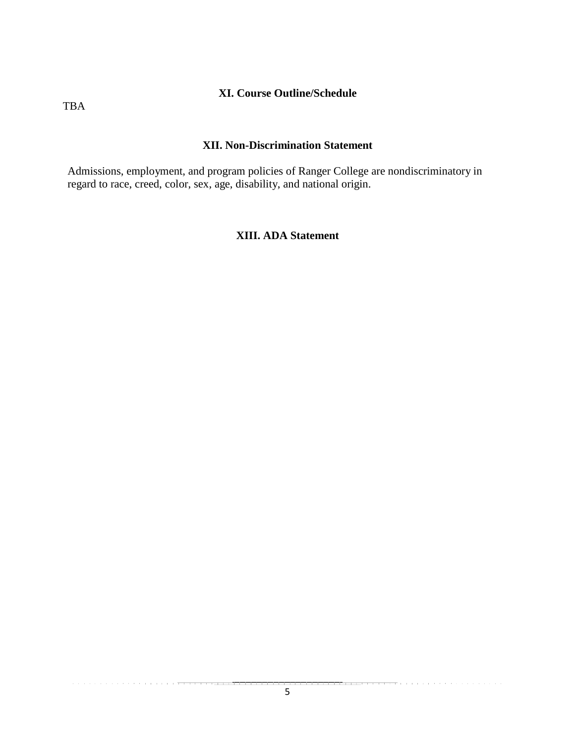## XI. Course Outline/Schedule

TBA

## XII. Non-Discrimination Statement

Admissions, employment, and program policies of Ranger College are nondiscriminatory in regard to race, creed, color, sex, age, disability, and national origin.

## XIII. ADA Statement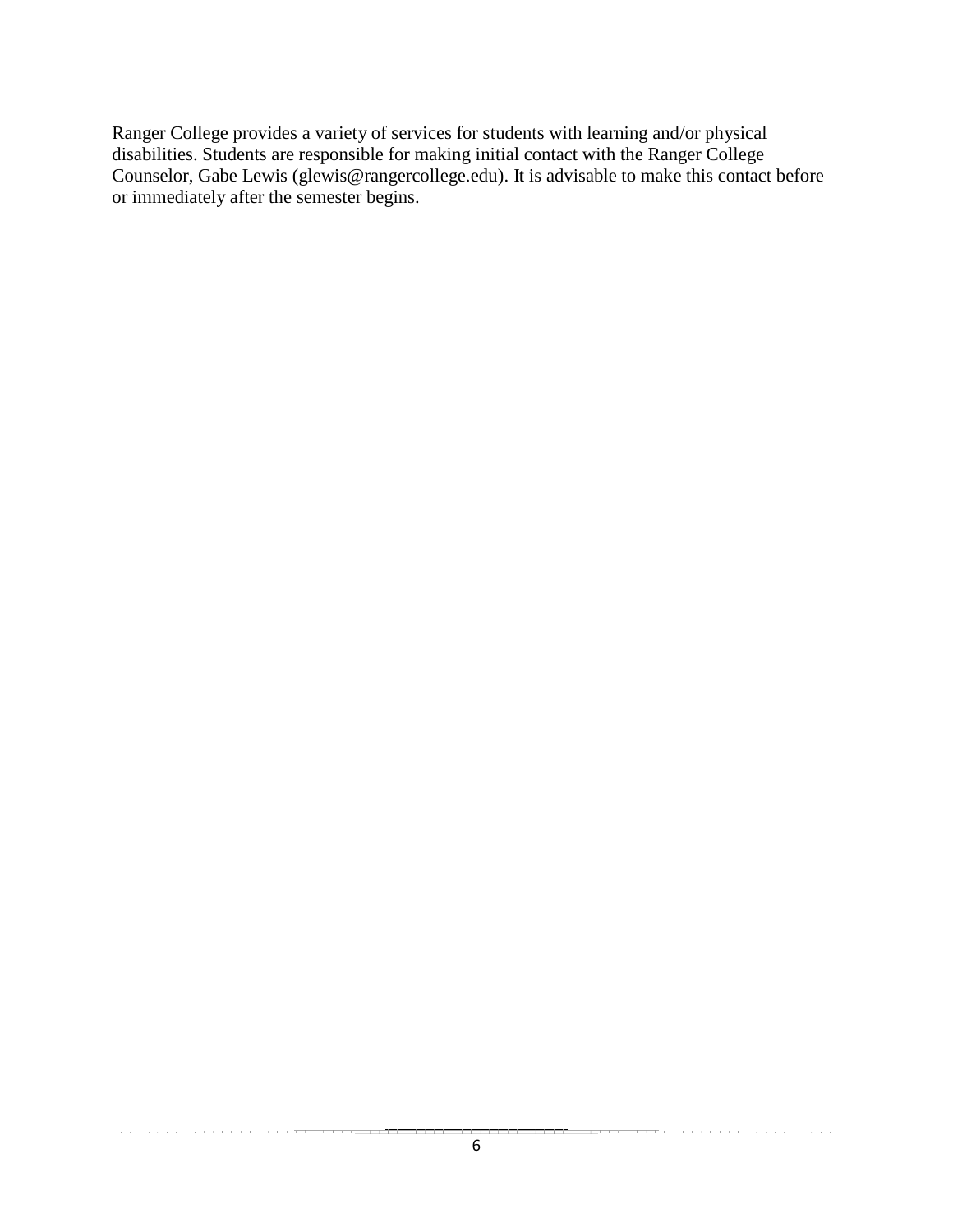Ranger College provides a variety of services for students with learning and/or physical disabilities. Students are responsible for making initial contact with the Ranger College Counselor, Gabe Lewis (glewis@rangercollege.edu). It is advisable to make this contact before or immediately after the semester begins.